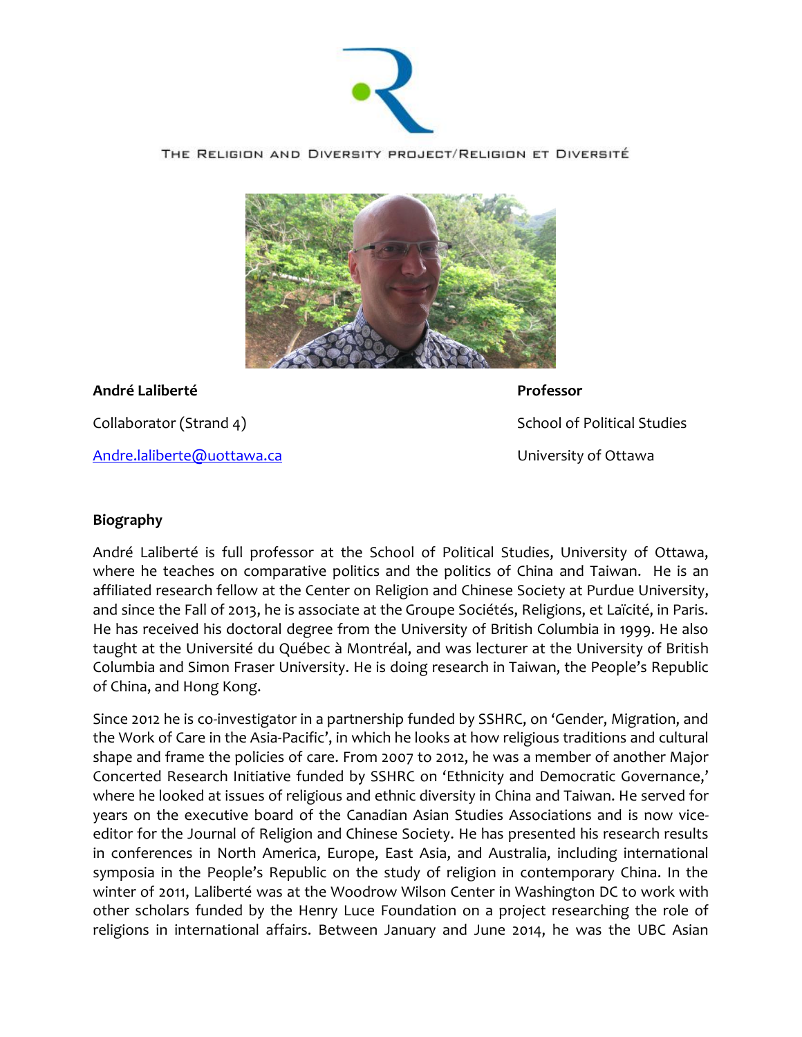THE RELIGION AND DIVERSITY PROJECT/RELIGION ET DIVERSITÉ

**André Laliberté**

Collaborator (Strand 4)

Andre.laliberte@uottawa.ca

**Professor**

School of Political Studies

University of Ottawa

**Biography**

André Laliberté is full professor at the School of Political Studies, University of Ottawa, where he teaches on comparative politics and the politics of China and Taiwan. He is an affiliated research fellow at the Center on Religion and Chinese Society at Purdue University, and since the Fall of 2013, he is associate at the Groupe Sociétés, Religions, et Laïcité, in Paris. He has received his doctoral degree from the University of British Columbia in 1999. He also taught at the Université du Québec à Montréal, and was lecturer at the University of British Columbia and Simon Fraser University. He is doing research in Taiwan, the People's Republic of China, and Hong Kong.

Since 2012 he is co-investigator in a partnership funded by SSHRC, on 'Gender, Migration, and the Work of Care in the Asia-Pacific', in which he looks at how religious traditions and cultural shape and frame the policies of care. From 2007 to 2012, he was a member of another Major Concerted Research Initiative funded by SSHRC on 'Ethnicity and Democratic Governance,' where he looked at issues of religious and ethnic diversity in China and Taiwan. He served for years on the executive board of the Canadian Asian Studies Associations and is now vice-editor for the Journal of Religion and Chinese Society. He has presented his research results in conferences in North America, Europe, East Asia, and Australia, including international symposia in the People's Republic on the study of religion in contemporary China. In the winter of 2011, Laliberté was at the Woodrow Wilson Center in Washington DC to work with other scholars funded by the Henry Luce Foundation on a project researching the role of religions in international affairs. Between January and June 2014, he was the UBC Asian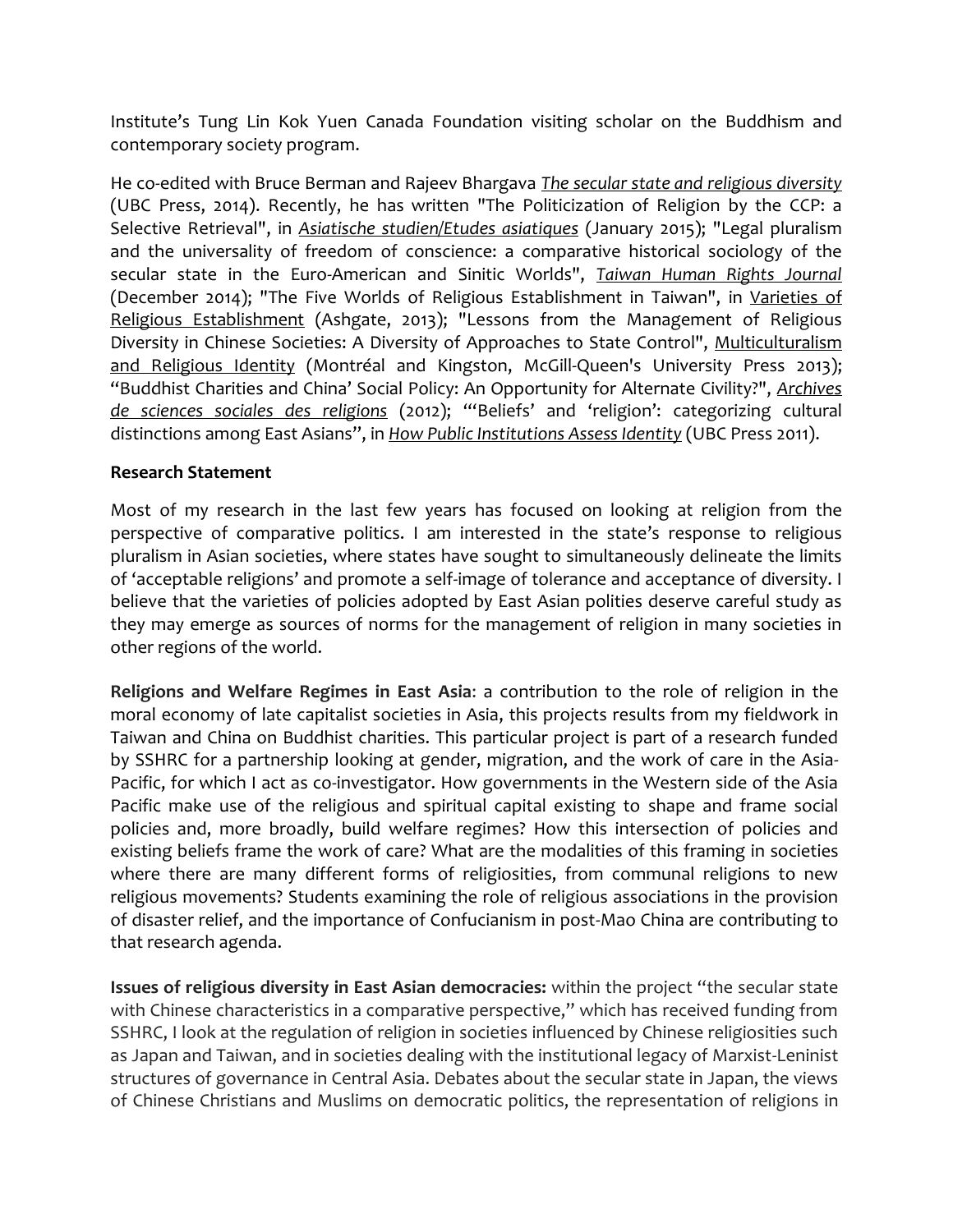Institute's Tung Lin Kok Yuen Canada Foundation visiting scholar on the Buddhism and contemporary society program.

He co-edited with Bruce Berman and Rajeev Bhargava *The secular state and religious diversity* (UBC Press, 2014). Recently, he has written "The Politicization of Religion by the CCP: a Selective Retrieval", in *Asiatische studien/Etudes asiatiques* (January 2015); "Legal pluralism and the universality of freedom of conscience: a comparative historical sociology of the secular state in the Euro-American and Sinitic Worlds", *Taiwan Human Rights Journal* (December 2014); "The Five Worlds of Religious Establishment in Taiwan", in Varieties of Religious Establishment (Ashgate, 2013); "Lessons from the Management of Religious Diversity in Chinese Societies: A Diversity of Approaches to State Control", Multiculturalism and Religious Identity (Montréal and Kingston, McGill-Queen's University Press 2013); "Buddhist Charities and China' Social Policy: An Opportunity for Alternate Civility?", *Archives de sciences sociales des religions* (2012); "'Beliefs' and 'religion': categorizing cultural distinctions among East Asians", in *How Public Institutions Assess Identity* (UBC Press 2011).

**Research Statement**

Most of my research in the last few years has focused on looking at religion from the perspective of comparative politics. I am interested in the state's response to religious pluralism in Asian societies, where states have sought to simultaneously delineate the limits of 'acceptable religions' and promote a self-image of tolerance and acceptance of diversity. I believe that the varieties of policies adopted by East Asian polities deserve careful study as they may emerge as sources of norms for the management of religion in many societies in other regions of the world.

**Religions and Welfare Regimes in East Asia**: a contribution to the role of religion in the moral economy of late capitalist societies in Asia, this projects results from my fieldwork in Taiwan and China on Buddhist charities. This particular project is part of a research funded by SSHRC for a partnership looking at gender, migration, and the work of care in the Asia-Pacific, for which I act as co-investigator. How governments in the Western side of the Asia Pacific make use of the religious and spiritual capital existing to shape and frame social policies and, more broadly, build welfare regimes? How this intersection of policies and existing beliefs frame the work of care? What are the modalities of this framing in societies where there are many different forms of religiosities, from communal religions to new religious movements? Students examining the role of religious associations in the provision of disaster relief, and the importance of Confucianism in post-Mao China are contributing to that research agenda.

**Issues of religious diversity in East Asian democracies:** within the project "the secular state with Chinese characteristics in a comparative perspective," which has received funding from SSHRC, I look at the regulation of religion in societies influenced by Chinese religiosities such as Japan and Taiwan, and in societies dealing with the institutional legacy of Marxist-Leninist structures of governance in Central Asia. Debates about the secular state in Japan, the views of Chinese Christians and Muslims on democratic politics, the representation of religions in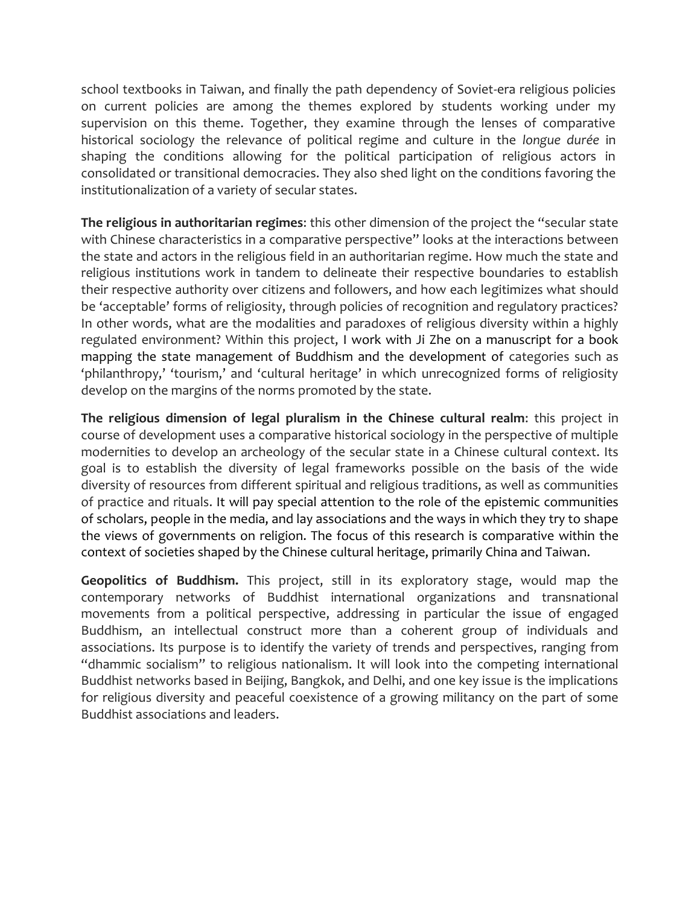school textbooks in Taiwan, and finally the path dependency of Soviet-era religious policies on current policies are among the themes explored by students working under my supervision on this theme. Together, they examine through the lenses of comparative historical sociology the relevance of political regime and culture in the *longue durée* in shaping the conditions allowing for the political participation of religious actors in consolidated or transitional democracies. They also shed light on the conditions favoring the institutionalization of a variety of secular states.

**The religious in authoritarian regimes**: this other dimension of the project the "secular state with Chinese characteristics in a comparative perspective" looks at the interactions between the state and actors in the religious field in an authoritarian regime. How much the state and religious institutions work in tandem to delineate their respective boundaries to establish their respective authority over citizens and followers, and how each legitimizes what should be 'acceptable' forms of religiosity, through policies of recognition and regulatory practices? In other words, what are the modalities and paradoxes of religious diversity within a highly regulated environment? Within this project, I work with Ji Zhe on a manuscript for a book mapping the state management of Buddhism and the development of categories such as 'philanthropy,' 'tourism,' and 'cultural heritage' in which unrecognized forms of religiosity develop on the margins of the norms promoted by the state.

**The religious dimension of legal pluralism in the Chinese cultural realm**: this project in course of development uses a comparative historical sociology in the perspective of multiple modernities to develop an archeology of the secular state in a Chinese cultural context. Its goal is to establish the diversity of legal frameworks possible on the basis of the wide diversity of resources from different spiritual and religious traditions, as well as communities of practice and rituals. It will pay special attention to the role of the epistemic communities of scholars, people in the media, and lay associations and the ways in which they try to shape the views of governments on religion. The focus of this research is comparative within the context of societies shaped by the Chinese cultural heritage, primarily China and Taiwan.

**Geopolitics of Buddhism.** This project, still in its exploratory stage, would map the contemporary networks of Buddhist international organizations and transnational movements from a political perspective, addressing in particular the issue of engaged Buddhism, an intellectual construct more than a coherent group of individuals and associations. Its purpose is to identify the variety of trends and perspectives, ranging from "dhammic socialism" to religious nationalism. It will look into the competing international Buddhist networks based in Beijing, Bangkok, and Delhi, and one key issue is the implications for religious diversity and peaceful coexistence of a growing militancy on the part of some Buddhist associations and leaders.